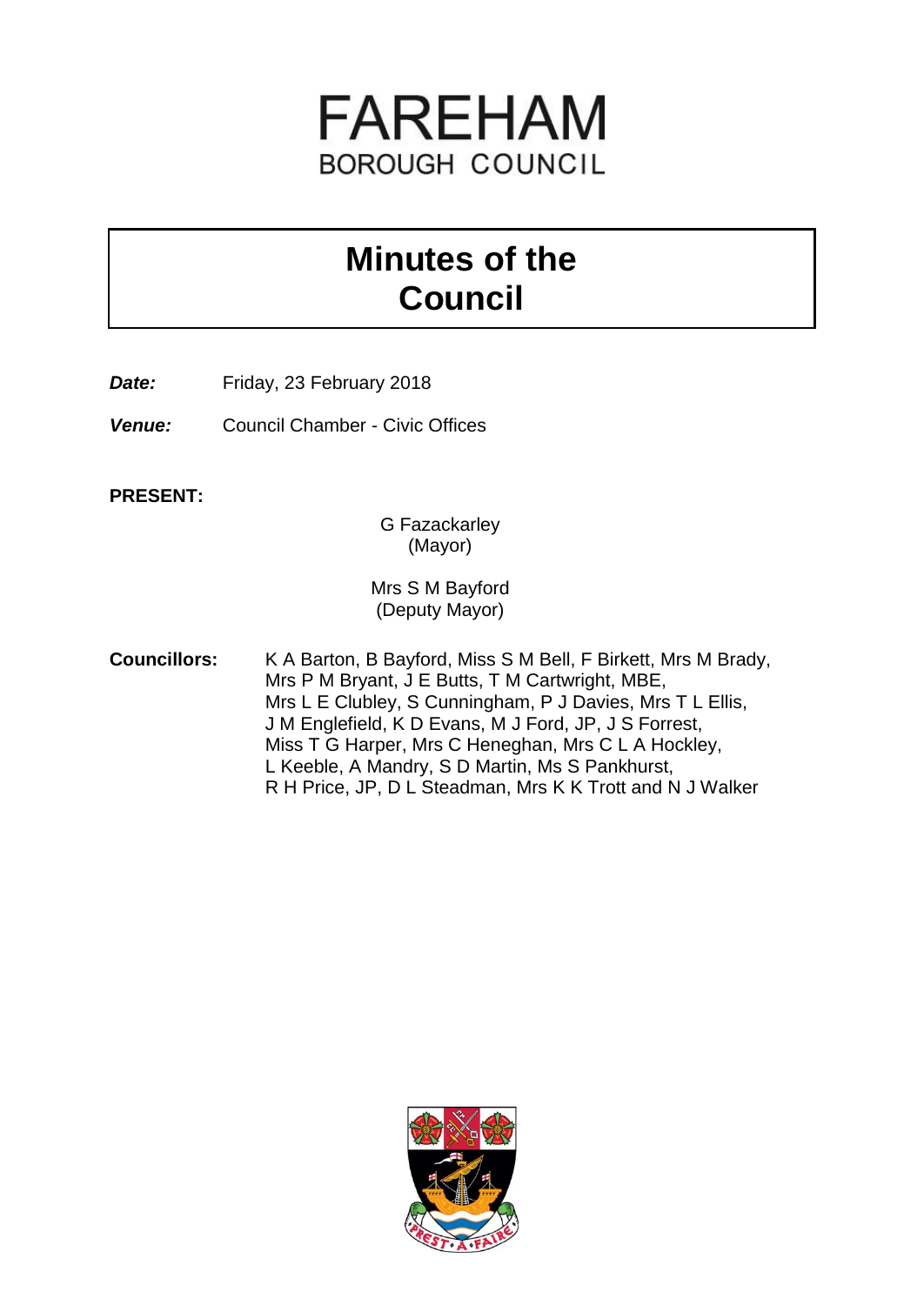# FAREHAM
## BOROUGH COUNCIL

# Minutes of the Council

***Date:*** Friday, 23 February 2018

***Venue:*** Council Chamber - Civic Offices

**PRESENT:**

G Fazackarley
(Mayor)

Mrs S M Bayford
(Deputy Mayor)

**Councillors:** K A Barton, B Bayford, Miss S M Bell, F Birkett, Mrs M Brady, Mrs P M Bryant, J E Butts, T M Cartwright, MBE, Mrs L E Clubley, S Cunningham, P J Davies, Mrs T L Ellis, J M Englefield, K D Evans, M J Ford, JP, J S Forrest, Miss T G Harper, Mrs C Heneghan, Mrs C L A Hockley, L Keeble, A Mandry, S D Martin, Ms S Pankhurst, R H Price, JP, D L Steadman, Mrs K K Trott and N J Walker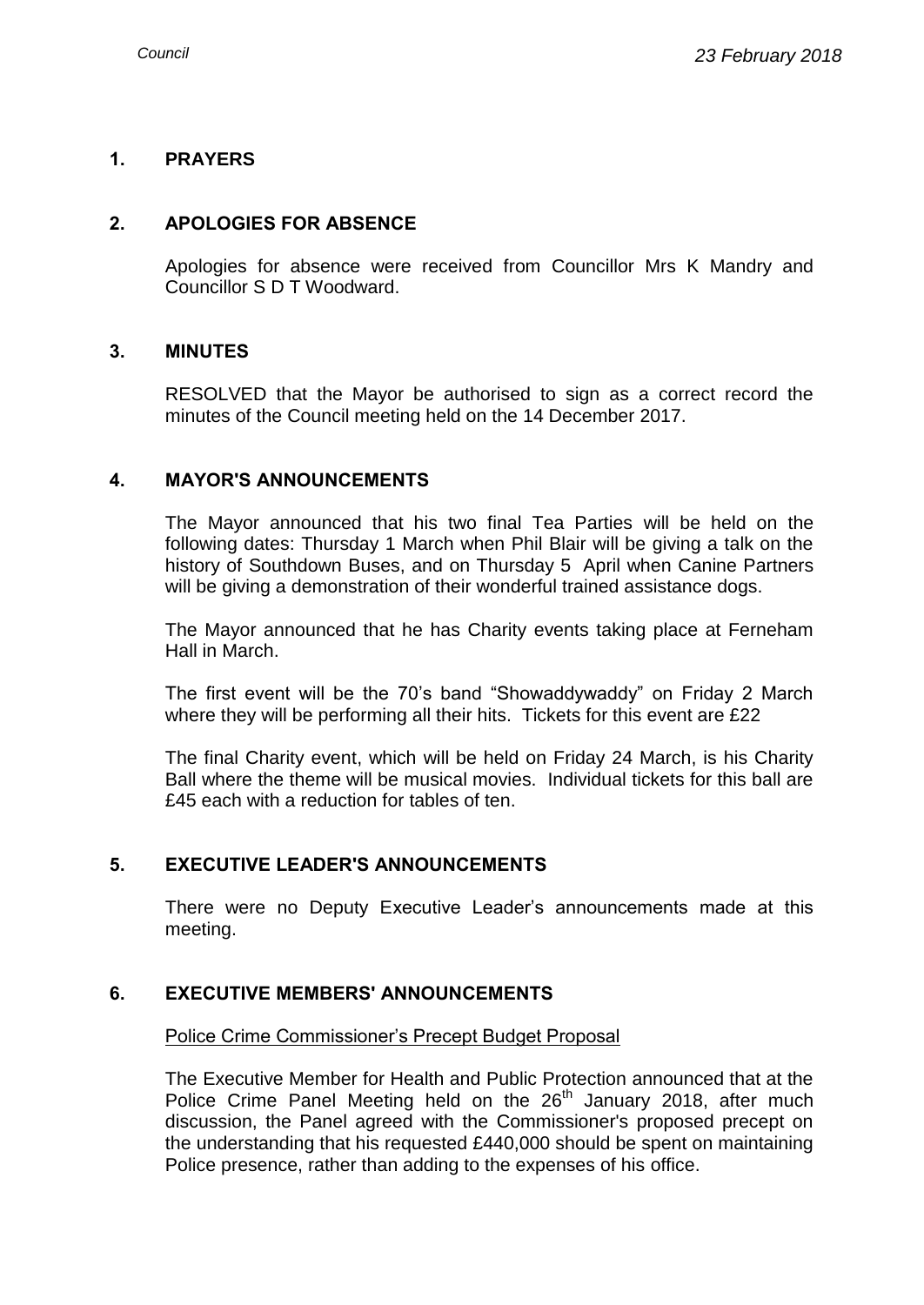## 1. PRAYERS

## 2. APOLOGIES FOR ABSENCE

Apologies for absence were received from Councillor Mrs K Mandry and Councillor S D T Woodward.

## 3. MINUTES

RESOLVED that the Mayor be authorised to sign as a correct record the minutes of the Council meeting held on the 14 December 2017.

## 4. MAYOR'S ANNOUNCEMENTS

The Mayor announced that his two final Tea Parties will be held on the following dates: Thursday 1 March when Phil Blair will be giving a talk on the history of Southdown Buses, and on Thursday 5 April when Canine Partners will be giving a demonstration of their wonderful trained assistance dogs.

The Mayor announced that he has Charity events taking place at Ferneham Hall in March.

The first event will be the 70's band "Showaddywaddy" on Friday 2 March where they will be performing all their hits. Tickets for this event are £22

The final Charity event, which will be held on Friday 24 March, is his Charity Ball where the theme will be musical movies. Individual tickets for this ball are £45 each with a reduction for tables of ten.

## 5. EXECUTIVE LEADER'S ANNOUNCEMENTS

There were no Deputy Executive Leader's announcements made at this meeting.

## 6. EXECUTIVE MEMBERS' ANNOUNCEMENTS

Police Crime Commissioner's Precept Budget Proposal

The Executive Member for Health and Public Protection announced that at the Police Crime Panel Meeting held on the 26th January 2018, after much discussion, the Panel agreed with the Commissioner's proposed precept on the understanding that his requested £440,000 should be spent on maintaining Police presence, rather than adding to the expenses of his office.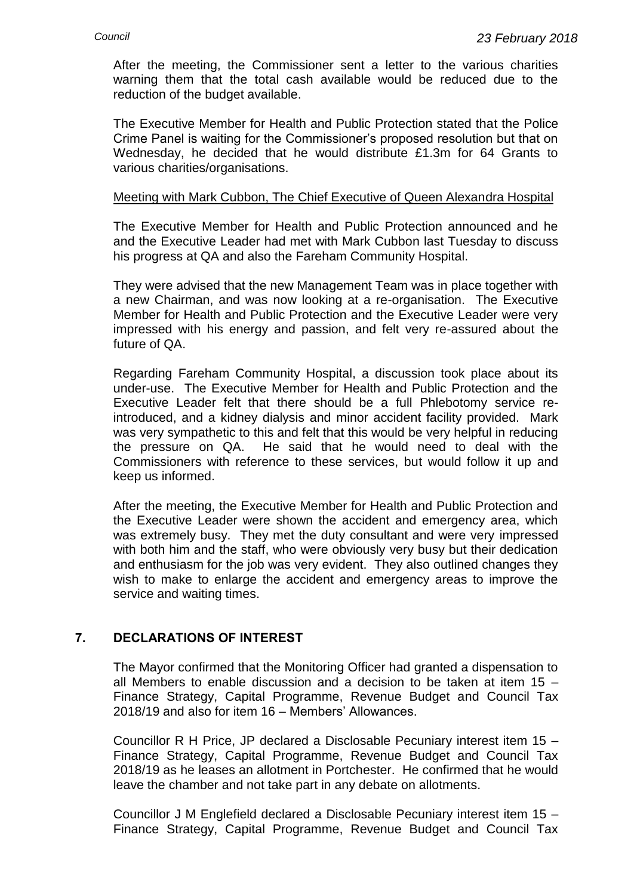After the meeting, the Commissioner sent a letter to the various charities warning them that the total cash available would be reduced due to the reduction of the budget available.

The Executive Member for Health and Public Protection stated that the Police Crime Panel is waiting for the Commissioner's proposed resolution but that on Wednesday, he decided that he would distribute £1.3m for 64 Grants to various charities/organisations.

Meeting with Mark Cubbon, The Chief Executive of Queen Alexandra Hospital

The Executive Member for Health and Public Protection announced and he and the Executive Leader had met with Mark Cubbon last Tuesday to discuss his progress at QA and also the Fareham Community Hospital.

They were advised that the new Management Team was in place together with a new Chairman, and was now looking at a re-organisation. The Executive Member for Health and Public Protection and the Executive Leader were very impressed with his energy and passion, and felt very re-assured about the future of QA.

Regarding Fareham Community Hospital, a discussion took place about its under-use. The Executive Member for Health and Public Protection and the Executive Leader felt that there should be a full Phlebotomy service re-introduced, and a kidney dialysis and minor accident facility provided. Mark was very sympathetic to this and felt that this would be very helpful in reducing the pressure on QA. He said that he would need to deal with the Commissioners with reference to these services, but would follow it up and keep us informed.

After the meeting, the Executive Member for Health and Public Protection and the Executive Leader were shown the accident and emergency area, which was extremely busy. They met the duty consultant and were very impressed with both him and the staff, who were obviously very busy but their dedication and enthusiasm for the job was very evident. They also outlined changes they wish to make to enlarge the accident and emergency areas to improve the service and waiting times.

## 7. DECLARATIONS OF INTEREST

The Mayor confirmed that the Monitoring Officer had granted a dispensation to all Members to enable discussion and a decision to be taken at item 15 – Finance Strategy, Capital Programme, Revenue Budget and Council Tax 2018/19 and also for item 16 – Members' Allowances.

Councillor R H Price, JP declared a Disclosable Pecuniary interest item 15 – Finance Strategy, Capital Programme, Revenue Budget and Council Tax 2018/19 as he leases an allotment in Portchester. He confirmed that he would leave the chamber and not take part in any debate on allotments.

Councillor J M Englefield declared a Disclosable Pecuniary interest item 15 – Finance Strategy, Capital Programme, Revenue Budget and Council Tax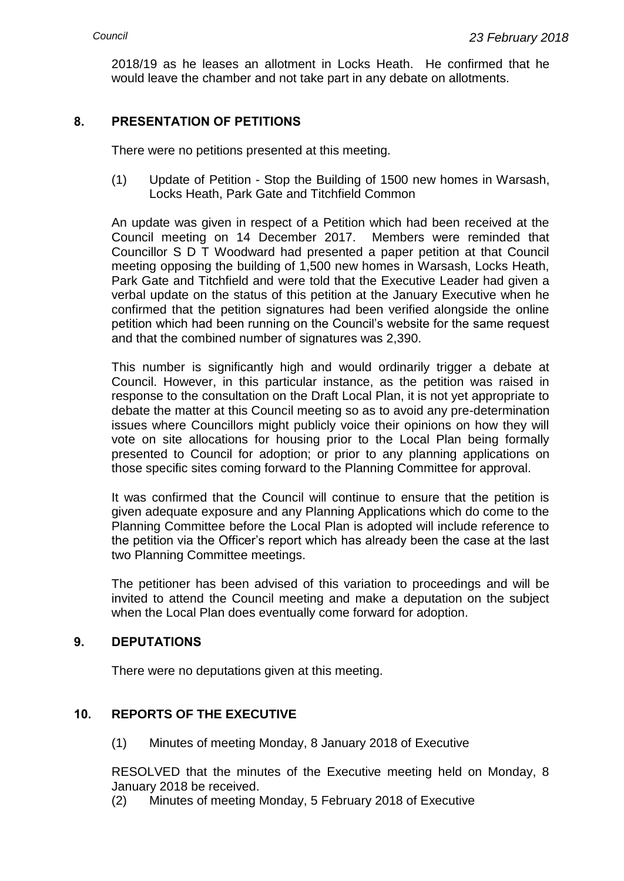2018/19 as he leases an allotment in Locks Heath. He confirmed that he would leave the chamber and not take part in any debate on allotments.

## 8. PRESENTATION OF PETITIONS

There were no petitions presented at this meeting.

(1) Update of Petition - Stop the Building of 1500 new homes in Warsash, Locks Heath, Park Gate and Titchfield Common

An update was given in respect of a Petition which had been received at the Council meeting on 14 December 2017. Members were reminded that Councillor S D T Woodward had presented a paper petition at that Council meeting opposing the building of 1,500 new homes in Warsash, Locks Heath, Park Gate and Titchfield and were told that the Executive Leader had given a verbal update on the status of this petition at the January Executive when he confirmed that the petition signatures had been verified alongside the online petition which had been running on the Council's website for the same request and that the combined number of signatures was 2,390.

This number is significantly high and would ordinarily trigger a debate at Council. However, in this particular instance, as the petition was raised in response to the consultation on the Draft Local Plan, it is not yet appropriate to debate the matter at this Council meeting so as to avoid any pre-determination issues where Councillors might publicly voice their opinions on how they will vote on site allocations for housing prior to the Local Plan being formally presented to Council for adoption; or prior to any planning applications on those specific sites coming forward to the Planning Committee for approval.

It was confirmed that the Council will continue to ensure that the petition is given adequate exposure and any Planning Applications which do come to the Planning Committee before the Local Plan is adopted will include reference to the petition via the Officer's report which has already been the case at the last two Planning Committee meetings.

The petitioner has been advised of this variation to proceedings and will be invited to attend the Council meeting and make a deputation on the subject when the Local Plan does eventually come forward for adoption.

## 9. DEPUTATIONS

There were no deputations given at this meeting.

## 10. REPORTS OF THE EXECUTIVE

(1) Minutes of meeting Monday, 8 January 2018 of Executive

RESOLVED that the minutes of the Executive meeting held on Monday, 8 January 2018 be received.

(2) Minutes of meeting Monday, 5 February 2018 of Executive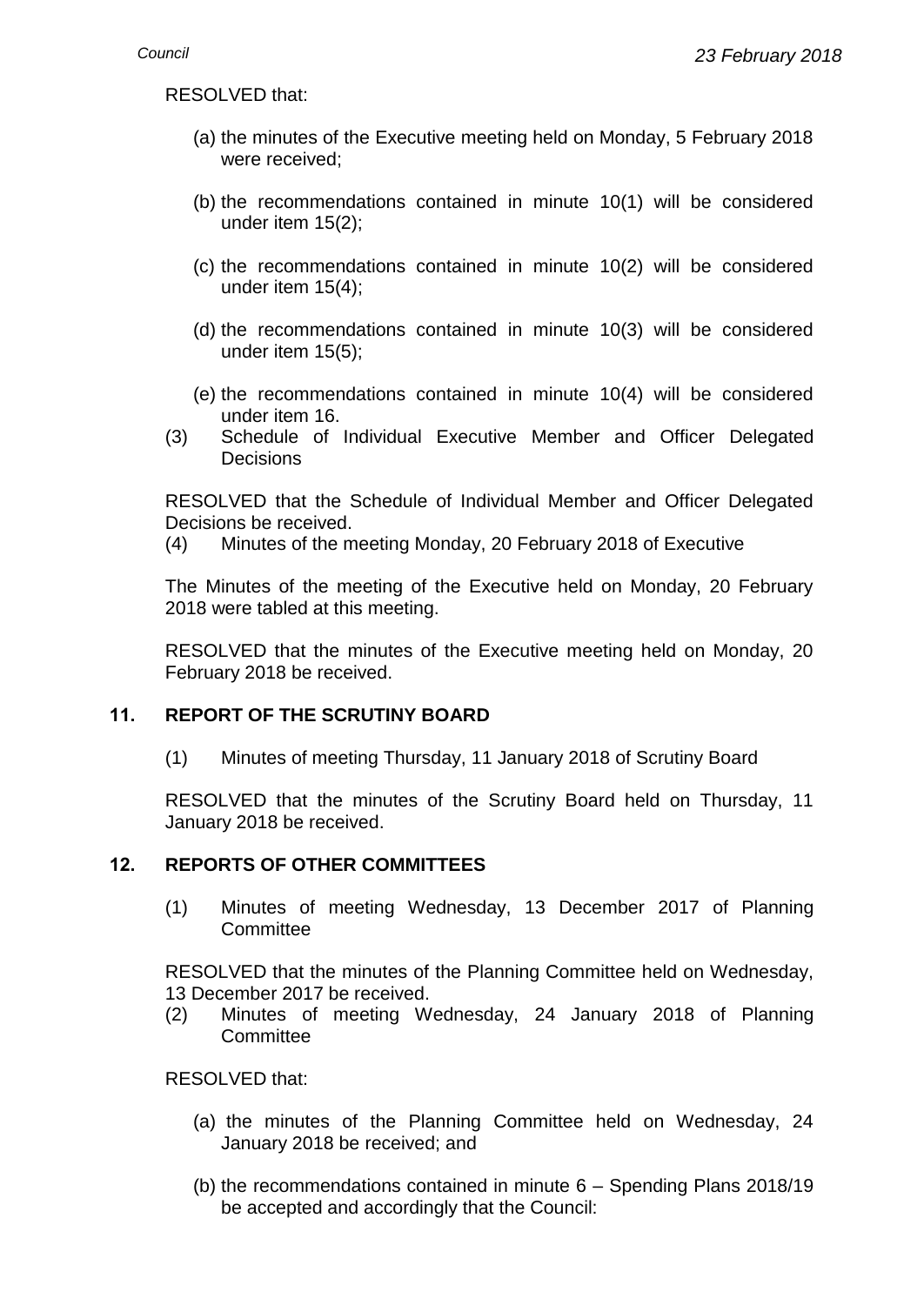RESOLVED that:

(a) the minutes of the Executive meeting held on Monday, 5 February 2018 were received;

(b) the recommendations contained in minute 10(1) will be considered under item 15(2);

(c) the recommendations contained in minute 10(2) will be considered under item 15(4);

(d) the recommendations contained in minute 10(3) will be considered under item 15(5);

(e) the recommendations contained in minute 10(4) will be considered under item 16.

(3) Schedule of Individual Executive Member and Officer Delegated Decisions

RESOLVED that the Schedule of Individual Member and Officer Delegated Decisions be received.

(4) Minutes of the meeting Monday, 20 February 2018 of Executive

The Minutes of the meeting of the Executive held on Monday, 20 February 2018 were tabled at this meeting.

RESOLVED that the minutes of the Executive meeting held on Monday, 20 February 2018 be received.

## 11. REPORT OF THE SCRUTINY BOARD

(1) Minutes of meeting Thursday, 11 January 2018 of Scrutiny Board

RESOLVED that the minutes of the Scrutiny Board held on Thursday, 11 January 2018 be received.

## 12. REPORTS OF OTHER COMMITTEES

(1) Minutes of meeting Wednesday, 13 December 2017 of Planning Committee

RESOLVED that the minutes of the Planning Committee held on Wednesday, 13 December 2017 be received.

(2) Minutes of meeting Wednesday, 24 January 2018 of Planning Committee

RESOLVED that:

(a) the minutes of the Planning Committee held on Wednesday, 24 January 2018 be received; and

(b) the recommendations contained in minute 6 – Spending Plans 2018/19 be accepted and accordingly that the Council: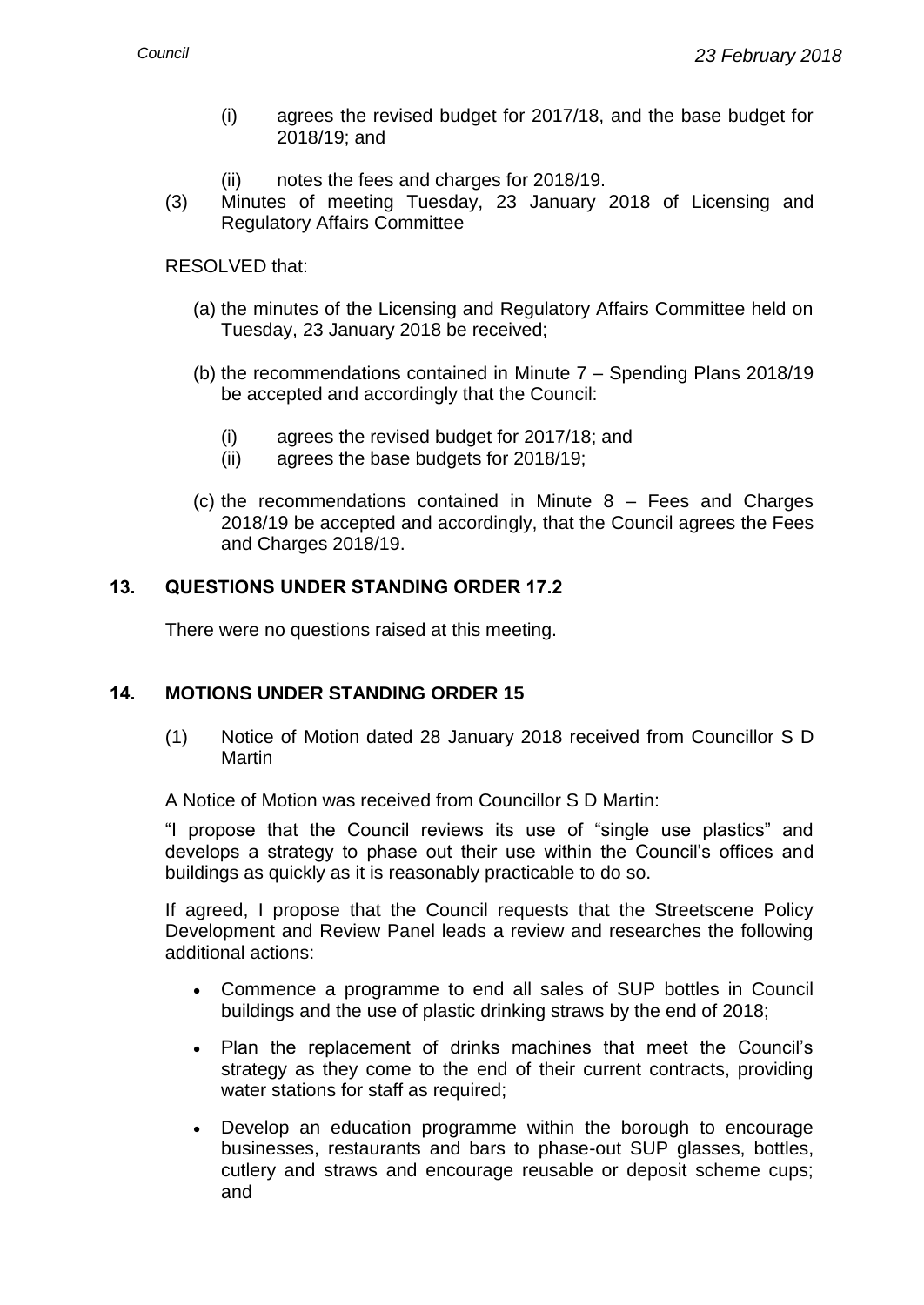(i) agrees the revised budget for 2017/18, and the base budget for 2018/19; and

(ii) notes the fees and charges for 2018/19.

(3) Minutes of meeting Tuesday, 23 January 2018 of Licensing and Regulatory Affairs Committee

RESOLVED that:

(a) the minutes of the Licensing and Regulatory Affairs Committee held on Tuesday, 23 January 2018 be received;

(b) the recommendations contained in Minute 7 – Spending Plans 2018/19 be accepted and accordingly that the Council:

- (i) agrees the revised budget for 2017/18; and
- (ii) agrees the base budgets for 2018/19;

(c) the recommendations contained in Minute 8 – Fees and Charges 2018/19 be accepted and accordingly, that the Council agrees the Fees and Charges 2018/19.

## 13. QUESTIONS UNDER STANDING ORDER 17.2

There were no questions raised at this meeting.

## 14. MOTIONS UNDER STANDING ORDER 15

(1) Notice of Motion dated 28 January 2018 received from Councillor S D Martin

A Notice of Motion was received from Councillor S D Martin:

"I propose that the Council reviews its use of "single use plastics" and develops a strategy to phase out their use within the Council's offices and buildings as quickly as it is reasonably practicable to do so.

If agreed, I propose that the Council requests that the Streetscene Policy Development and Review Panel leads a review and researches the following additional actions:

- Commence a programme to end all sales of SUP bottles in Council buildings and the use of plastic drinking straws by the end of 2018;
- Plan the replacement of drinks machines that meet the Council's strategy as they come to the end of their current contracts, providing water stations for staff as required;
- Develop an education programme within the borough to encourage businesses, restaurants and bars to phase-out SUP glasses, bottles, cutlery and straws and encourage reusable or deposit scheme cups; and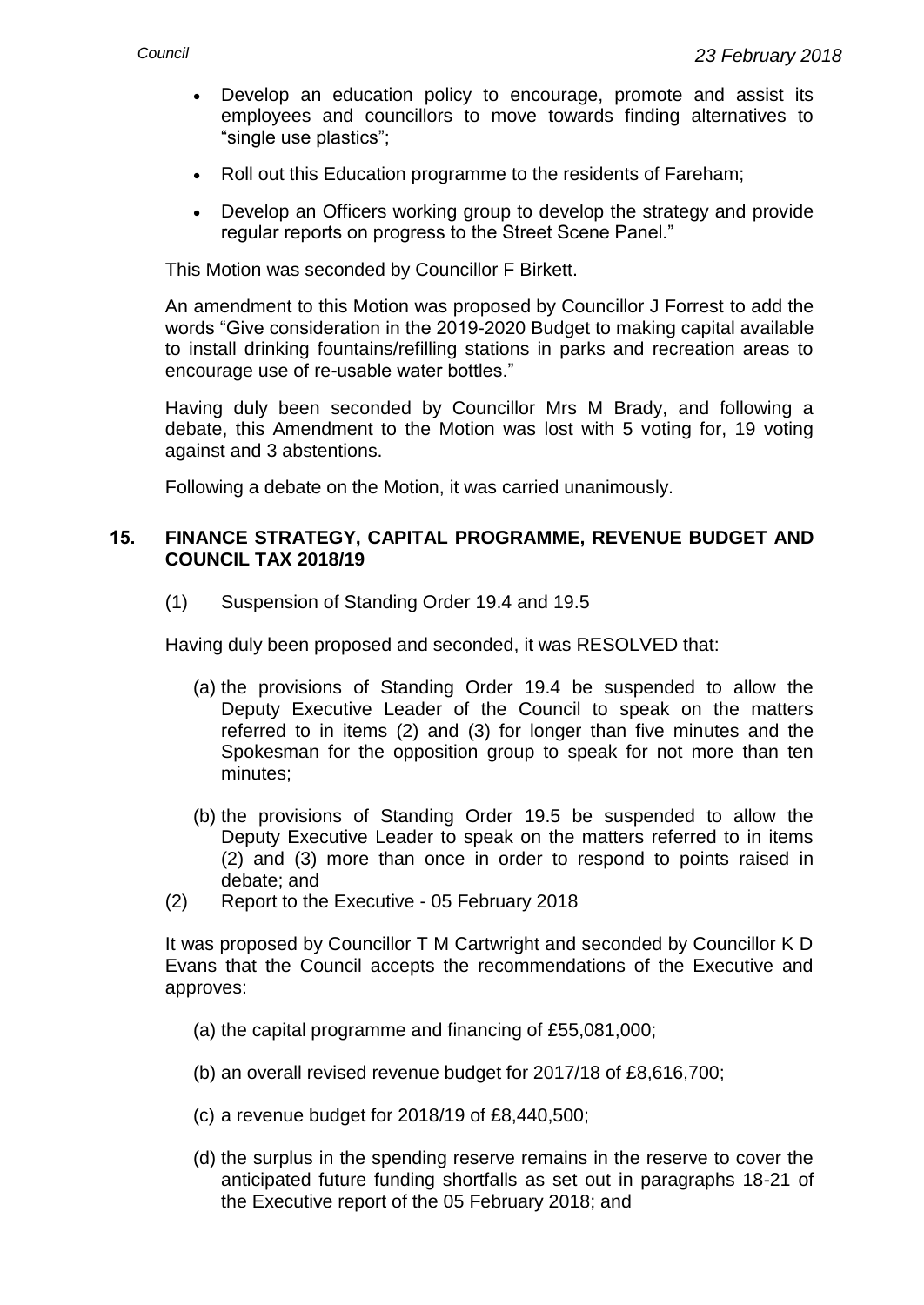- Develop an education policy to encourage, promote and assist its employees and councillors to move towards finding alternatives to "single use plastics";
- Roll out this Education programme to the residents of Fareham;
- Develop an Officers working group to develop the strategy and provide regular reports on progress to the Street Scene Panel."

This Motion was seconded by Councillor F Birkett.

An amendment to this Motion was proposed by Councillor J Forrest to add the words "Give consideration in the 2019-2020 Budget to making capital available to install drinking fountains/refilling stations in parks and recreation areas to encourage use of re-usable water bottles."

Having duly been seconded by Councillor Mrs M Brady, and following a debate, this Amendment to the Motion was lost with 5 voting for, 19 voting against and 3 abstentions.

Following a debate on the Motion, it was carried unanimously.

## 15. FINANCE STRATEGY, CAPITAL PROGRAMME, REVENUE BUDGET AND COUNCIL TAX 2018/19

(1) Suspension of Standing Order 19.4 and 19.5

Having duly been proposed and seconded, it was RESOLVED that:

(a) the provisions of Standing Order 19.4 be suspended to allow the Deputy Executive Leader of the Council to speak on the matters referred to in items (2) and (3) for longer than five minutes and the Spokesman for the opposition group to speak for not more than ten minutes;

(b) the provisions of Standing Order 19.5 be suspended to allow the Deputy Executive Leader to speak on the matters referred to in items (2) and (3) more than once in order to respond to points raised in debate; and

(2) Report to the Executive - 05 February 2018

It was proposed by Councillor T M Cartwright and seconded by Councillor K D Evans that the Council accepts the recommendations of the Executive and approves:

(a) the capital programme and financing of £55,081,000;

(b) an overall revised revenue budget for 2017/18 of £8,616,700;

(c) a revenue budget for 2018/19 of £8,440,500;

(d) the surplus in the spending reserve remains in the reserve to cover the anticipated future funding shortfalls as set out in paragraphs 18-21 of the Executive report of the 05 February 2018; and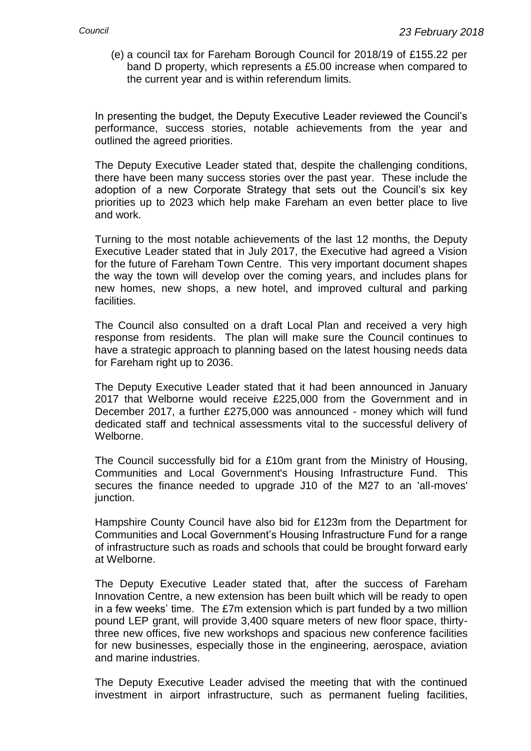(e) a council tax for Fareham Borough Council for 2018/19 of £155.22 per band D property, which represents a £5.00 increase when compared to the current year and is within referendum limits.

In presenting the budget, the Deputy Executive Leader reviewed the Council's performance, success stories, notable achievements from the year and outlined the agreed priorities.

The Deputy Executive Leader stated that, despite the challenging conditions, there have been many success stories over the past year. These include the adoption of a new Corporate Strategy that sets out the Council's six key priorities up to 2023 which help make Fareham an even better place to live and work.

Turning to the most notable achievements of the last 12 months, the Deputy Executive Leader stated that in July 2017, the Executive had agreed a Vision for the future of Fareham Town Centre. This very important document shapes the way the town will develop over the coming years, and includes plans for new homes, new shops, a new hotel, and improved cultural and parking facilities.

The Council also consulted on a draft Local Plan and received a very high response from residents. The plan will make sure the Council continues to have a strategic approach to planning based on the latest housing needs data for Fareham right up to 2036.

The Deputy Executive Leader stated that it had been announced in January 2017 that Welborne would receive £225,000 from the Government and in December 2017, a further £275,000 was announced - money which will fund dedicated staff and technical assessments vital to the successful delivery of Welborne.

The Council successfully bid for a £10m grant from the Ministry of Housing, Communities and Local Government's Housing Infrastructure Fund. This secures the finance needed to upgrade J10 of the M27 to an 'all-moves' junction.

Hampshire County Council have also bid for £123m from the Department for Communities and Local Government's Housing Infrastructure Fund for a range of infrastructure such as roads and schools that could be brought forward early at Welborne.

The Deputy Executive Leader stated that, after the success of Fareham Innovation Centre, a new extension has been built which will be ready to open in a few weeks' time. The £7m extension which is part funded by a two million pound LEP grant, will provide 3,400 square meters of new floor space, thirty-three new offices, five new workshops and spacious new conference facilities for new businesses, especially those in the engineering, aerospace, aviation and marine industries.

The Deputy Executive Leader advised the meeting that with the continued investment in airport infrastructure, such as permanent fueling facilities,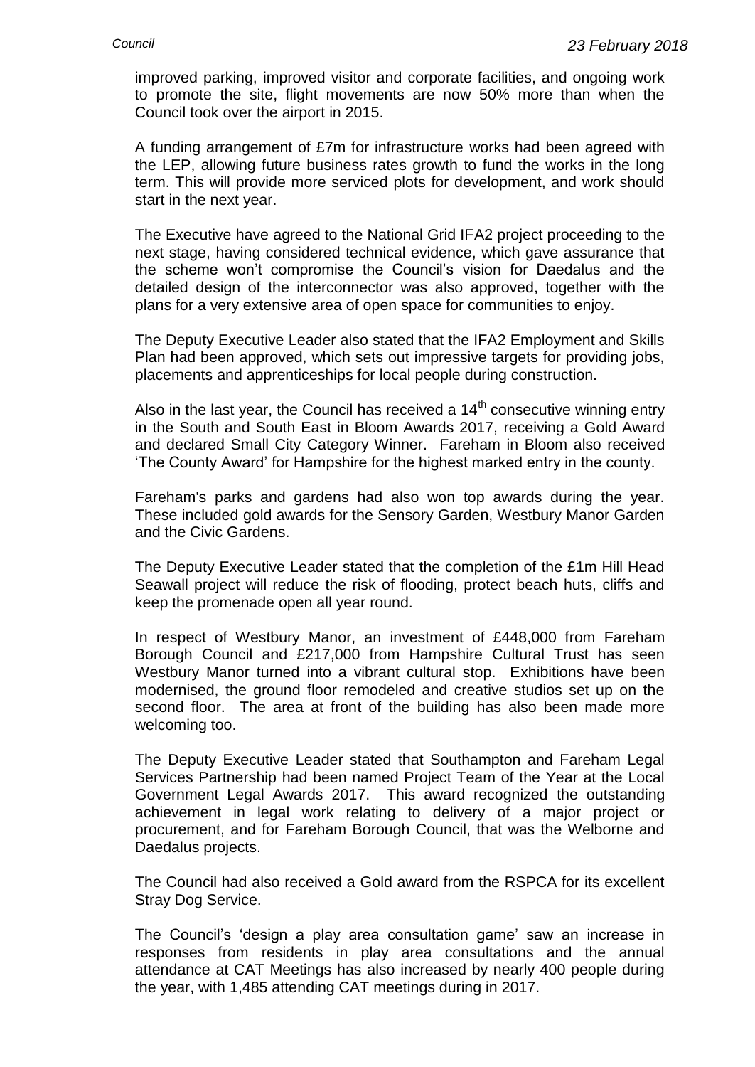improved parking, improved visitor and corporate facilities, and ongoing work to promote the site, flight movements are now 50% more than when the Council took over the airport in 2015.

A funding arrangement of £7m for infrastructure works had been agreed with the LEP, allowing future business rates growth to fund the works in the long term. This will provide more serviced plots for development, and work should start in the next year.

The Executive have agreed to the National Grid IFA2 project proceeding to the next stage, having considered technical evidence, which gave assurance that the scheme won't compromise the Council's vision for Daedalus and the detailed design of the interconnector was also approved, together with the plans for a very extensive area of open space for communities to enjoy.

The Deputy Executive Leader also stated that the IFA2 Employment and Skills Plan had been approved, which sets out impressive targets for providing jobs, placements and apprenticeships for local people during construction.

Also in the last year, the Council has received a 14th consecutive winning entry in the South and South East in Bloom Awards 2017, receiving a Gold Award and declared Small City Category Winner. Fareham in Bloom also received 'The County Award' for Hampshire for the highest marked entry in the county.

Fareham's parks and gardens had also won top awards during the year. These included gold awards for the Sensory Garden, Westbury Manor Garden and the Civic Gardens.

The Deputy Executive Leader stated that the completion of the £1m Hill Head Seawall project will reduce the risk of flooding, protect beach huts, cliffs and keep the promenade open all year round.

In respect of Westbury Manor, an investment of £448,000 from Fareham Borough Council and £217,000 from Hampshire Cultural Trust has seen Westbury Manor turned into a vibrant cultural stop. Exhibitions have been modernised, the ground floor remodeled and creative studios set up on the second floor. The area at front of the building has also been made more welcoming too.

The Deputy Executive Leader stated that Southampton and Fareham Legal Services Partnership had been named Project Team of the Year at the Local Government Legal Awards 2017. This award recognized the outstanding achievement in legal work relating to delivery of a major project or procurement, and for Fareham Borough Council, that was the Welborne and Daedalus projects.

The Council had also received a Gold award from the RSPCA for its excellent Stray Dog Service.

The Council's 'design a play area consultation game' saw an increase in responses from residents in play area consultations and the annual attendance at CAT Meetings has also increased by nearly 400 people during the year, with 1,485 attending CAT meetings during in 2017.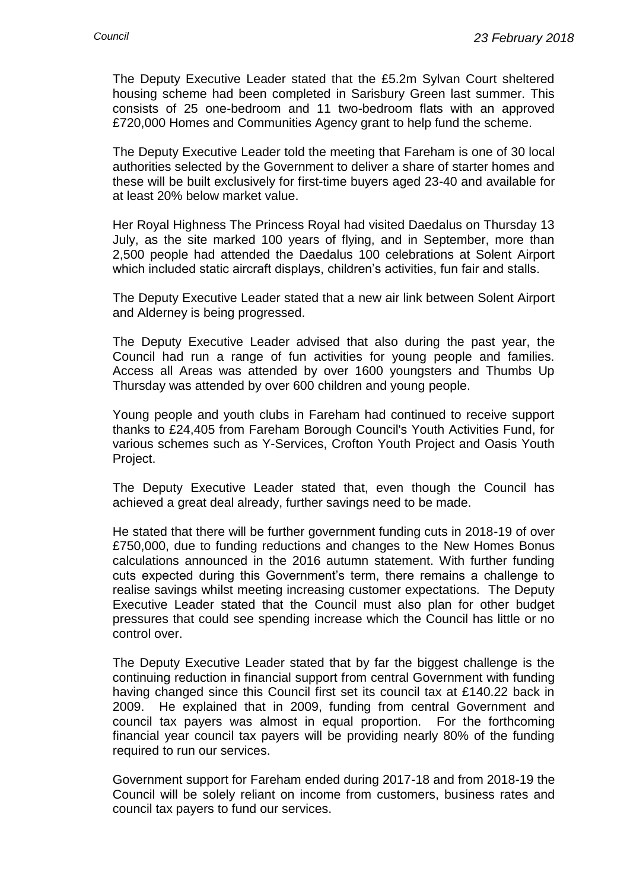The Deputy Executive Leader stated that the £5.2m Sylvan Court sheltered housing scheme had been completed in Sarisbury Green last summer. This consists of 25 one-bedroom and 11 two-bedroom flats with an approved £720,000 Homes and Communities Agency grant to help fund the scheme.

The Deputy Executive Leader told the meeting that Fareham is one of 30 local authorities selected by the Government to deliver a share of starter homes and these will be built exclusively for first-time buyers aged 23-40 and available for at least 20% below market value.

Her Royal Highness The Princess Royal had visited Daedalus on Thursday 13 July, as the site marked 100 years of flying, and in September, more than 2,500 people had attended the Daedalus 100 celebrations at Solent Airport which included static aircraft displays, children's activities, fun fair and stalls.

The Deputy Executive Leader stated that a new air link between Solent Airport and Alderney is being progressed.

The Deputy Executive Leader advised that also during the past year, the Council had run a range of fun activities for young people and families. Access all Areas was attended by over 1600 youngsters and Thumbs Up Thursday was attended by over 600 children and young people.

Young people and youth clubs in Fareham had continued to receive support thanks to £24,405 from Fareham Borough Council's Youth Activities Fund, for various schemes such as Y-Services, Crofton Youth Project and Oasis Youth Project.

The Deputy Executive Leader stated that, even though the Council has achieved a great deal already, further savings need to be made.

He stated that there will be further government funding cuts in 2018-19 of over £750,000, due to funding reductions and changes to the New Homes Bonus calculations announced in the 2016 autumn statement. With further funding cuts expected during this Government's term, there remains a challenge to realise savings whilst meeting increasing customer expectations. The Deputy Executive Leader stated that the Council must also plan for other budget pressures that could see spending increase which the Council has little or no control over.

The Deputy Executive Leader stated that by far the biggest challenge is the continuing reduction in financial support from central Government with funding having changed since this Council first set its council tax at £140.22 back in 2009. He explained that in 2009, funding from central Government and council tax payers was almost in equal proportion. For the forthcoming financial year council tax payers will be providing nearly 80% of the funding required to run our services.

Government support for Fareham ended during 2017-18 and from 2018-19 the Council will be solely reliant on income from customers, business rates and council tax payers to fund our services.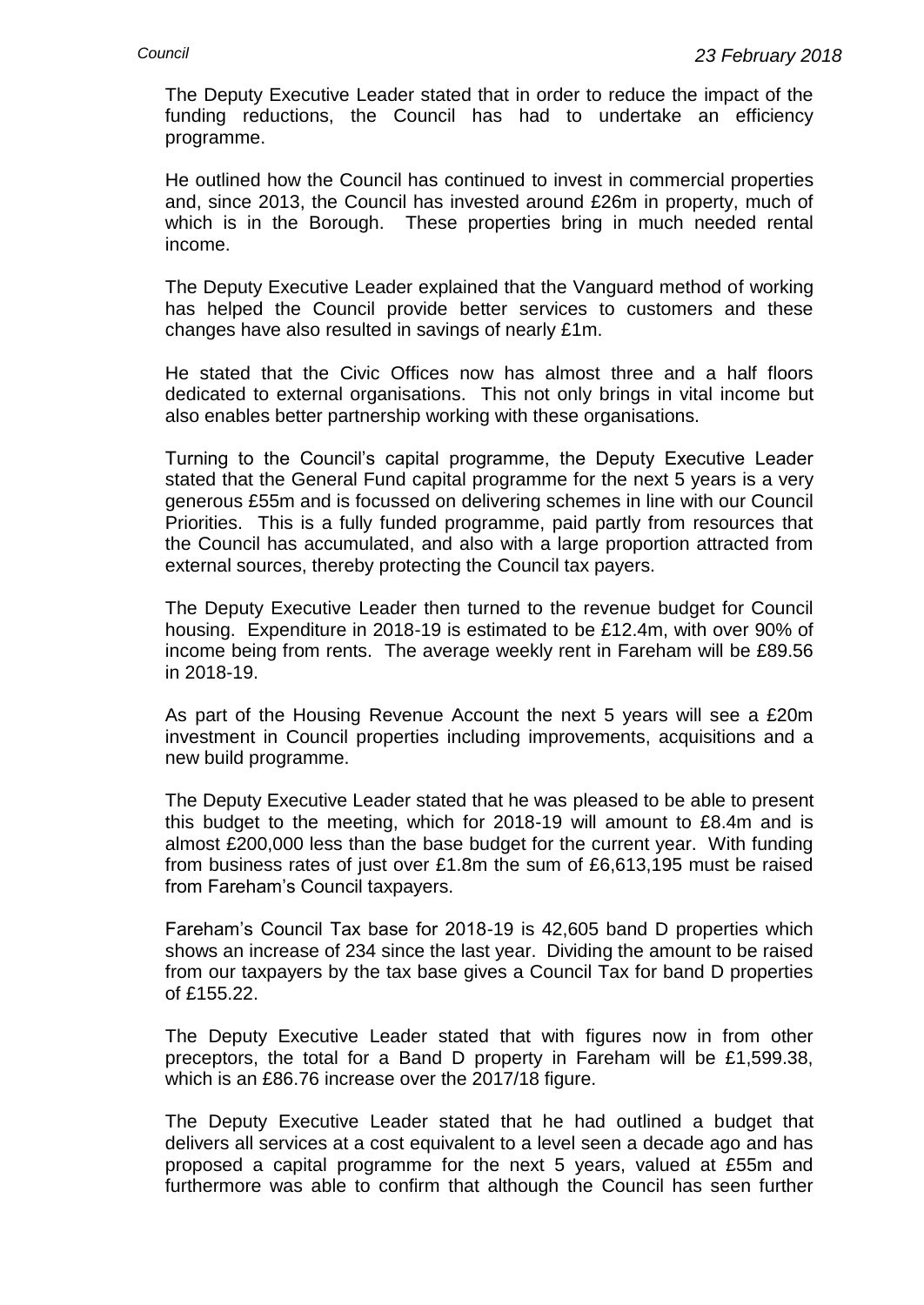The Deputy Executive Leader stated that in order to reduce the impact of the funding reductions, the Council has had to undertake an efficiency programme.

He outlined how the Council has continued to invest in commercial properties and, since 2013, the Council has invested around £26m in property, much of which is in the Borough. These properties bring in much needed rental income.

The Deputy Executive Leader explained that the Vanguard method of working has helped the Council provide better services to customers and these changes have also resulted in savings of nearly £1m.

He stated that the Civic Offices now has almost three and a half floors dedicated to external organisations. This not only brings in vital income but also enables better partnership working with these organisations.

Turning to the Council's capital programme, the Deputy Executive Leader stated that the General Fund capital programme for the next 5 years is a very generous £55m and is focussed on delivering schemes in line with our Council Priorities. This is a fully funded programme, paid partly from resources that the Council has accumulated, and also with a large proportion attracted from external sources, thereby protecting the Council tax payers.

The Deputy Executive Leader then turned to the revenue budget for Council housing. Expenditure in 2018-19 is estimated to be £12.4m, with over 90% of income being from rents. The average weekly rent in Fareham will be £89.56 in 2018-19.

As part of the Housing Revenue Account the next 5 years will see a £20m investment in Council properties including improvements, acquisitions and a new build programme.

The Deputy Executive Leader stated that he was pleased to be able to present this budget to the meeting, which for 2018-19 will amount to £8.4m and is almost £200,000 less than the base budget for the current year. With funding from business rates of just over £1.8m the sum of £6,613,195 must be raised from Fareham's Council taxpayers.

Fareham's Council Tax base for 2018-19 is 42,605 band D properties which shows an increase of 234 since the last year. Dividing the amount to be raised from our taxpayers by the tax base gives a Council Tax for band D properties of £155.22.

The Deputy Executive Leader stated that with figures now in from other preceptors, the total for a Band D property in Fareham will be £1,599.38, which is an £86.76 increase over the 2017/18 figure.

The Deputy Executive Leader stated that he had outlined a budget that delivers all services at a cost equivalent to a level seen a decade ago and has proposed a capital programme for the next 5 years, valued at £55m and furthermore was able to confirm that although the Council has seen further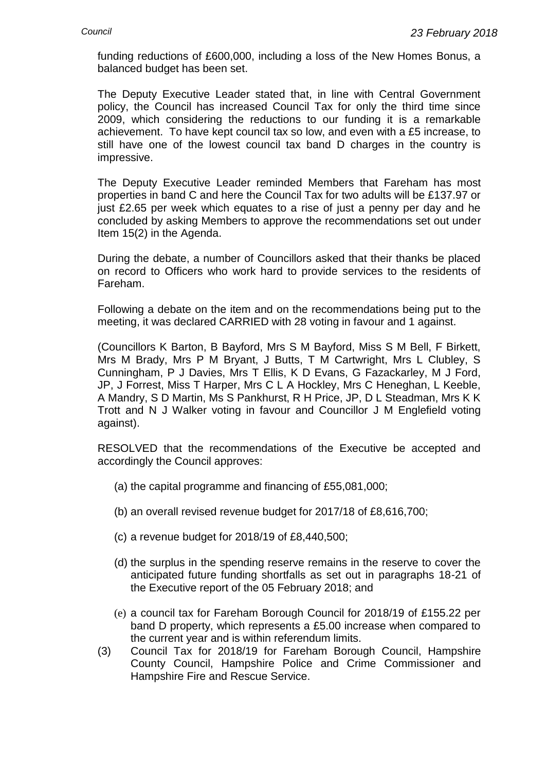funding reductions of £600,000, including a loss of the New Homes Bonus, a balanced budget has been set.

The Deputy Executive Leader stated that, in line with Central Government policy, the Council has increased Council Tax for only the third time since 2009, which considering the reductions to our funding it is a remarkable achievement. To have kept council tax so low, and even with a £5 increase, to still have one of the lowest council tax band D charges in the country is impressive.

The Deputy Executive Leader reminded Members that Fareham has most properties in band C and here the Council Tax for two adults will be £137.97 or just £2.65 per week which equates to a rise of just a penny per day and he concluded by asking Members to approve the recommendations set out under Item 15(2) in the Agenda.

During the debate, a number of Councillors asked that their thanks be placed on record to Officers who work hard to provide services to the residents of Fareham.

Following a debate on the item and on the recommendations being put to the meeting, it was declared CARRIED with 28 voting in favour and 1 against.

(Councillors K Barton, B Bayford, Mrs S M Bayford, Miss S M Bell, F Birkett, Mrs M Brady, Mrs P M Bryant, J Butts, T M Cartwright, Mrs L Clubley, S Cunningham, P J Davies, Mrs T Ellis, K D Evans, G Fazackarley, M J Ford, JP, J Forrest, Miss T Harper, Mrs C L A Hockley, Mrs C Heneghan, L Keeble, A Mandry, S D Martin, Ms S Pankhurst, R H Price, JP, D L Steadman, Mrs K K Trott and N J Walker voting in favour and Councillor J M Englefield voting against).

RESOLVED that the recommendations of the Executive be accepted and accordingly the Council approves:

(a) the capital programme and financing of £55,081,000;

(b) an overall revised revenue budget for 2017/18 of £8,616,700;

(c) a revenue budget for 2018/19 of £8,440,500;

(d) the surplus in the spending reserve remains in the reserve to cover the anticipated future funding shortfalls as set out in paragraphs 18-21 of the Executive report of the 05 February 2018; and

(e) a council tax for Fareham Borough Council for 2018/19 of £155.22 per band D property, which represents a £5.00 increase when compared to the current year and is within referendum limits.

(3) Council Tax for 2018/19 for Fareham Borough Council, Hampshire County Council, Hampshire Police and Crime Commissioner and Hampshire Fire and Rescue Service.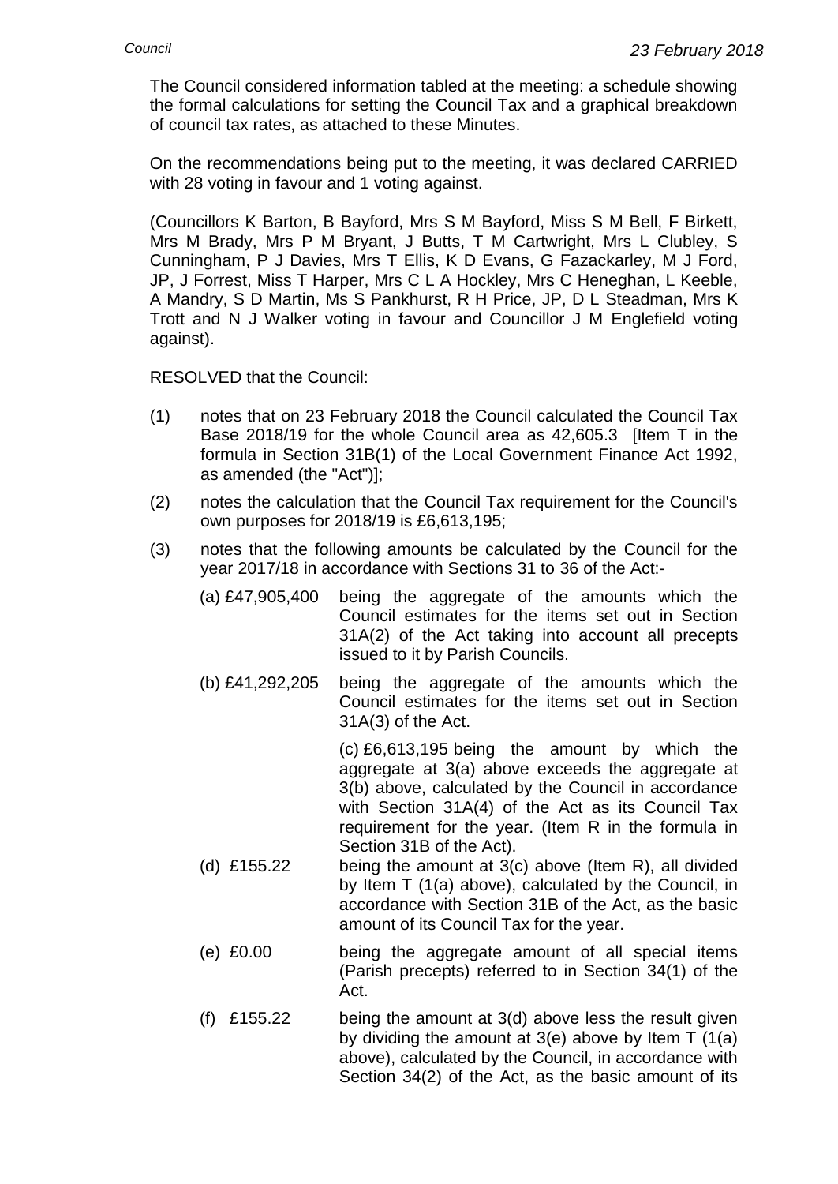The Council considered information tabled at the meeting: a schedule showing the formal calculations for setting the Council Tax and a graphical breakdown of council tax rates, as attached to these Minutes.

On the recommendations being put to the meeting, it was declared CARRIED with 28 voting in favour and 1 voting against.

(Councillors K Barton, B Bayford, Mrs S M Bayford, Miss S M Bell, F Birkett, Mrs M Brady, Mrs P M Bryant, J Butts, T M Cartwright, Mrs L Clubley, S Cunningham, P J Davies, Mrs T Ellis, K D Evans, G Fazackarley, M J Ford, JP, J Forrest, Miss T Harper, Mrs C L A Hockley, Mrs C Heneghan, L Keeble, A Mandry, S D Martin, Ms S Pankhurst, R H Price, JP, D L Steadman, Mrs K Trott and N J Walker voting in favour and Councillor J M Englefield voting against).

RESOLVED that the Council:

(1) notes that on 23 February 2018 the Council calculated the Council Tax Base 2018/19 for the whole Council area as 42,605.3 [Item T in the formula in Section 31B(1) of the Local Government Finance Act 1992, as amended (the "Act")];

(2) notes the calculation that the Council Tax requirement for the Council's own purposes for 2018/19 is £6,613,195;

(3) notes that the following amounts be calculated by the Council for the year 2017/18 in accordance with Sections 31 to 36 of the Act:-

   (a) £47,905,400 being the aggregate of the amounts which the Council estimates for the items set out in Section 31A(2) of the Act taking into account all precepts issued to it by Parish Councils.

   (b) £41,292,205 being the aggregate of the amounts which the Council estimates for the items set out in Section 31A(3) of the Act.

   (c) £6,613,195 being the amount by which the aggregate at 3(a) above exceeds the aggregate at 3(b) above, calculated by the Council in accordance with Section 31A(4) of the Act as its Council Tax requirement for the year. (Item R in the formula in Section 31B of the Act).

   (d) £155.22 being the amount at 3(c) above (Item R), all divided by Item T (1(a) above), calculated by the Council, in accordance with Section 31B of the Act, as the basic amount of its Council Tax for the year.

   (e) £0.00 being the aggregate amount of all special items (Parish precepts) referred to in Section 34(1) of the Act.

   (f) £155.22 being the amount at 3(d) above less the result given by dividing the amount at 3(e) above by Item T (1(a) above), calculated by the Council, in accordance with Section 34(2) of the Act, as the basic amount of its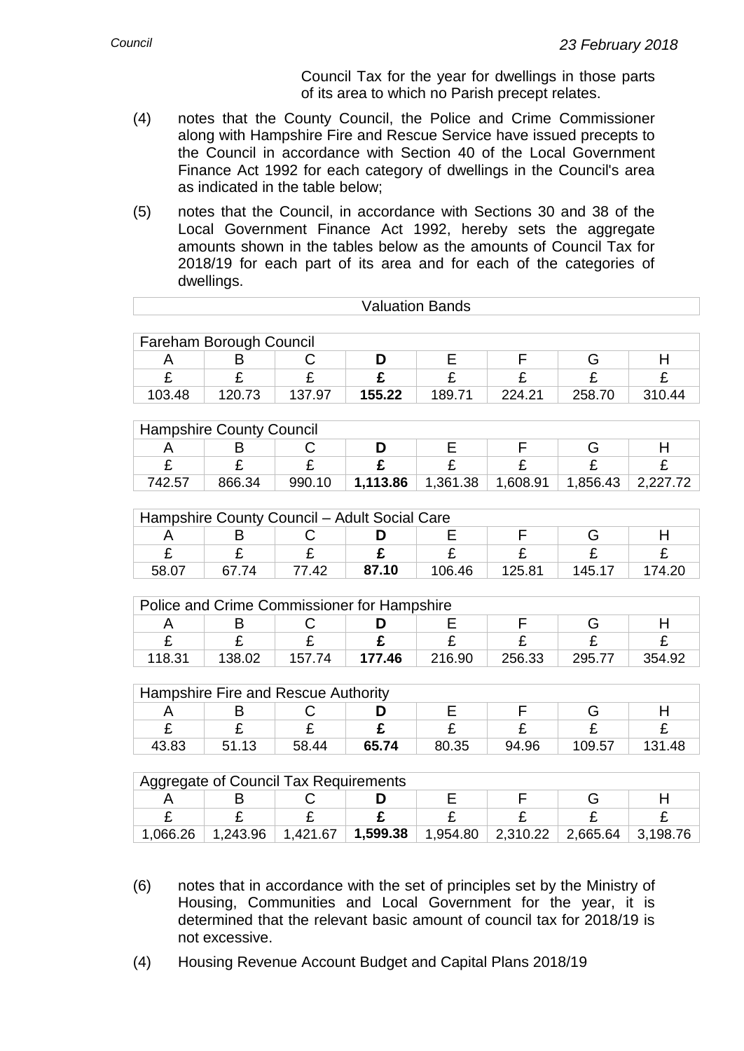Council Tax for the year for dwellings in those parts of its area to which no Parish precept relates.

(4) notes that the County Council, the Police and Crime Commissioner along with Hampshire Fire and Rescue Service have issued precepts to the Council in accordance with Section 40 of the Local Government Finance Act 1992 for each category of dwellings in the Council's area as indicated in the table below;

(5) notes that the Council, in accordance with Sections 30 and 38 of the Local Government Finance Act 1992, hereby sets the aggregate amounts shown in the tables below as the amounts of Council Tax for 2018/19 for each part of its area and for each of the categories of dwellings.

**Valuation Bands**

| Fareham Borough Council | | | | | | | |
|---|---|---|---|---|---|---|---|
| A | B | C | **D** | E | F | G | H |
| £ | £ | £ | **£** | £ | £ | £ | £ |
| 103.48 | 120.73 | 137.97 | **155.22** | 189.71 | 224.21 | 258.70 | 310.44 |

| Hampshire County Council | | | | | | | |
|---|---|---|---|---|---|---|---|
| A | B | C | **D** | E | F | G | H |
| £ | £ | £ | **£** | £ | £ | £ | £ |
| 742.57 | 866.34 | 990.10 | **1,113.86** | 1,361.38 | 1,608.91 | 1,856.43 | 2,227.72 |

| Hampshire County Council – Adult Social Care | | | | | | | |
|---|---|---|---|---|---|---|---|
| A | B | C | **D** | E | F | G | H |
| £ | £ | £ | **£** | £ | £ | £ | £ |
| 58.07 | 67.74 | 77.42 | **87.10** | 106.46 | 125.81 | 145.17 | 174.20 |

| Police and Crime Commissioner for Hampshire | | | | | | | |
|---|---|---|---|---|---|---|---|
| A | B | C | **D** | E | F | G | H |
| £ | £ | £ | **£** | £ | £ | £ | £ |
| 118.31 | 138.02 | 157.74 | **177.46** | 216.90 | 256.33 | 295.77 | 354.92 |

| Hampshire Fire and Rescue Authority | | | | | | | |
|---|---|---|---|---|---|---|---|
| A | B | C | **D** | E | F | G | H |
| £ | £ | £ | **£** | £ | £ | £ | £ |
| 43.83 | 51.13 | 58.44 | **65.74** | 80.35 | 94.96 | 109.57 | 131.48 |

| Aggregate of Council Tax Requirements | | | | | | | |
|---|---|---|---|---|---|---|---|
| A | B | C | **D** | E | F | G | H |
| £ | £ | £ | **£** | £ | £ | £ | £ |
| 1,066.26 | 1,243.96 | 1,421.67 | **1,599.38** | 1,954.80 | 2,310.22 | 2,665.64 | 3,198.76 |

(6) notes that in accordance with the set of principles set by the Ministry of Housing, Communities and Local Government for the year, it is determined that the relevant basic amount of council tax for 2018/19 is not excessive.

(4) Housing Revenue Account Budget and Capital Plans 2018/19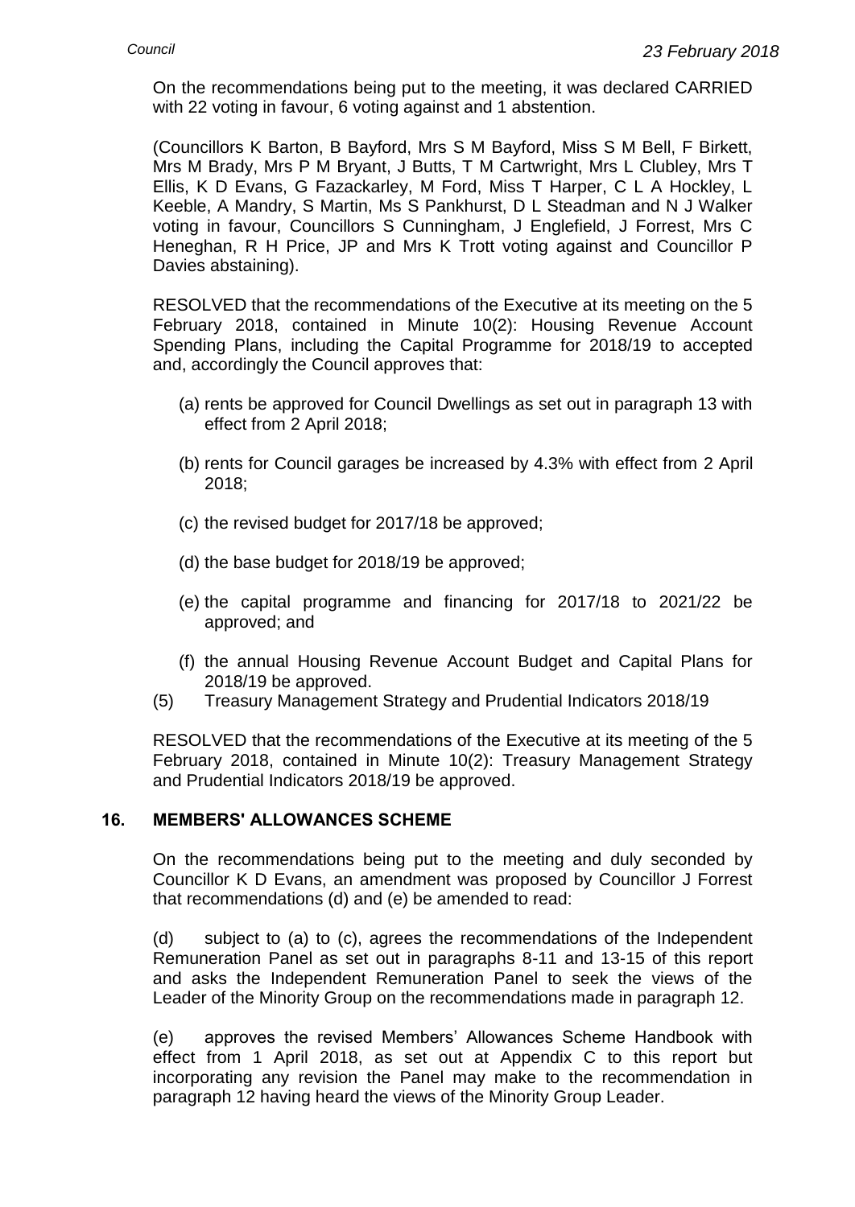On the recommendations being put to the meeting, it was declared CARRIED with 22 voting in favour, 6 voting against and 1 abstention.

(Councillors K Barton, B Bayford, Mrs S M Bayford, Miss S M Bell, F Birkett, Mrs M Brady, Mrs P M Bryant, J Butts, T M Cartwright, Mrs L Clubley, Mrs T Ellis, K D Evans, G Fazackarley, M Ford, Miss T Harper, C L A Hockley, L Keeble, A Mandry, S Martin, Ms S Pankhurst, D L Steadman and N J Walker voting in favour, Councillors S Cunningham, J Englefield, J Forrest, Mrs C Heneghan, R H Price, JP and Mrs K Trott voting against and Councillor P Davies abstaining).

RESOLVED that the recommendations of the Executive at its meeting on the 5 February 2018, contained in Minute 10(2): Housing Revenue Account Spending Plans, including the Capital Programme for 2018/19 to accepted and, accordingly the Council approves that:

(a) rents be approved for Council Dwellings as set out in paragraph 13 with effect from 2 April 2018;

(b) rents for Council garages be increased by 4.3% with effect from 2 April 2018;

(c) the revised budget for 2017/18 be approved;

(d) the base budget for 2018/19 be approved;

(e) the capital programme and financing for 2017/18 to 2021/22 be approved; and

(f) the annual Housing Revenue Account Budget and Capital Plans for 2018/19 be approved.

(5) Treasury Management Strategy and Prudential Indicators 2018/19

RESOLVED that the recommendations of the Executive at its meeting of the 5 February 2018, contained in Minute 10(2): Treasury Management Strategy and Prudential Indicators 2018/19 be approved.

## 16. MEMBERS' ALLOWANCES SCHEME

On the recommendations being put to the meeting and duly seconded by Councillor K D Evans, an amendment was proposed by Councillor J Forrest that recommendations (d) and (e) be amended to read:

(d) subject to (a) to (c), agrees the recommendations of the Independent Remuneration Panel as set out in paragraphs 8-11 and 13-15 of this report and asks the Independent Remuneration Panel to seek the views of the Leader of the Minority Group on the recommendations made in paragraph 12.

(e) approves the revised Members' Allowances Scheme Handbook with effect from 1 April 2018, as set out at Appendix C to this report but incorporating any revision the Panel may make to the recommendation in paragraph 12 having heard the views of the Minority Group Leader.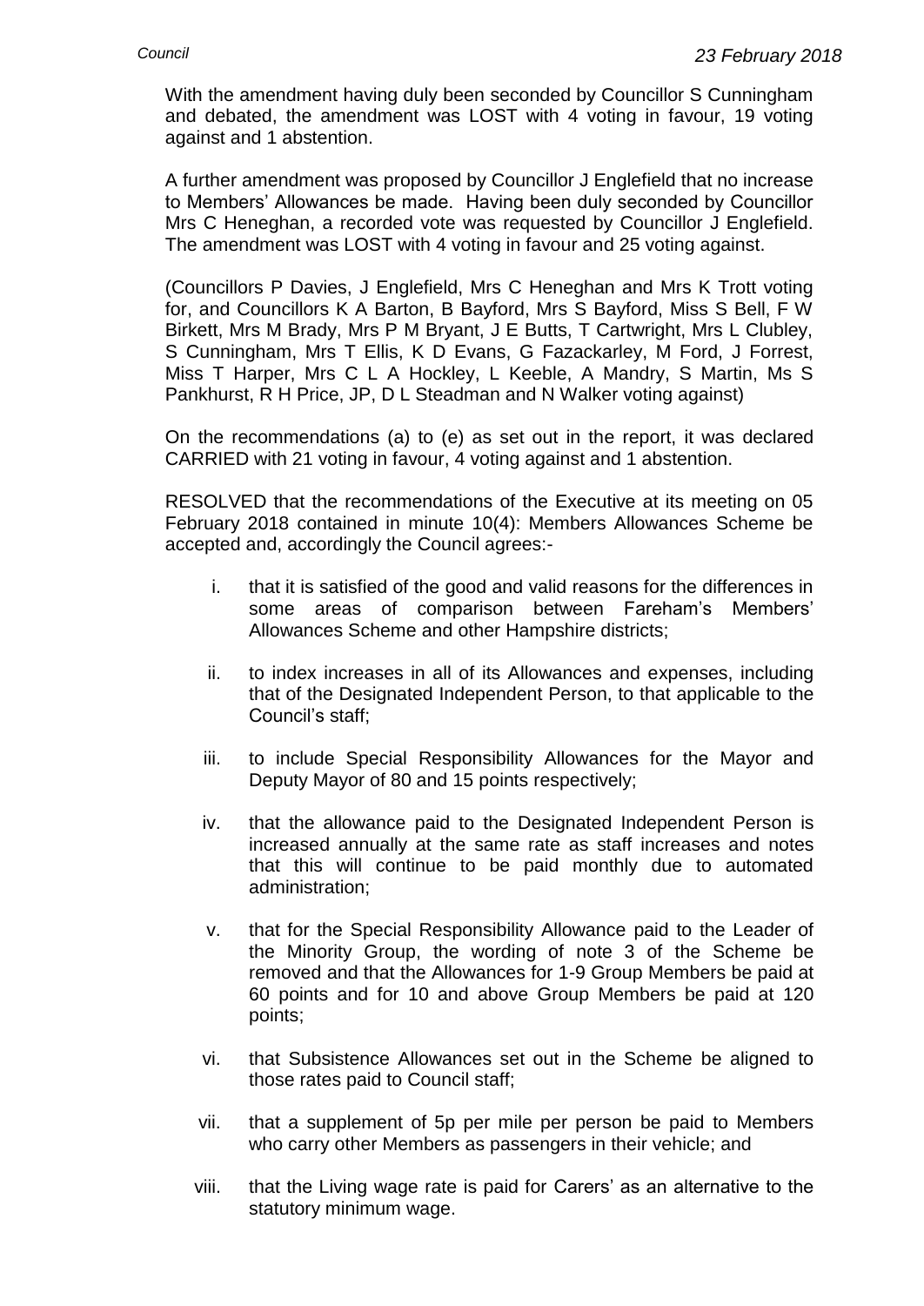With the amendment having duly been seconded by Councillor S Cunningham and debated, the amendment was LOST with 4 voting in favour, 19 voting against and 1 abstention.

A further amendment was proposed by Councillor J Englefield that no increase to Members' Allowances be made. Having been duly seconded by Councillor Mrs C Heneghan, a recorded vote was requested by Councillor J Englefield. The amendment was LOST with 4 voting in favour and 25 voting against.

(Councillors P Davies, J Englefield, Mrs C Heneghan and Mrs K Trott voting for, and Councillors K A Barton, B Bayford, Mrs S Bayford, Miss S Bell, F W Birkett, Mrs M Brady, Mrs P M Bryant, J E Butts, T Cartwright, Mrs L Clubley, S Cunningham, Mrs T Ellis, K D Evans, G Fazackarley, M Ford, J Forrest, Miss T Harper, Mrs C L A Hockley, L Keeble, A Mandry, S Martin, Ms S Pankhurst, R H Price, JP, D L Steadman and N Walker voting against)

On the recommendations (a) to (e) as set out in the report, it was declared CARRIED with 21 voting in favour, 4 voting against and 1 abstention.

RESOLVED that the recommendations of the Executive at its meeting on 05 February 2018 contained in minute 10(4): Members Allowances Scheme be accepted and, accordingly the Council agrees:-

i. that it is satisfied of the good and valid reasons for the differences in some areas of comparison between Fareham's Members' Allowances Scheme and other Hampshire districts;

ii. to index increases in all of its Allowances and expenses, including that of the Designated Independent Person, to that applicable to the Council's staff;

iii. to include Special Responsibility Allowances for the Mayor and Deputy Mayor of 80 and 15 points respectively;

iv. that the allowance paid to the Designated Independent Person is increased annually at the same rate as staff increases and notes that this will continue to be paid monthly due to automated administration;

v. that for the Special Responsibility Allowance paid to the Leader of the Minority Group, the wording of note 3 of the Scheme be removed and that the Allowances for 1-9 Group Members be paid at 60 points and for 10 and above Group Members be paid at 120 points;

vi. that Subsistence Allowances set out in the Scheme be aligned to those rates paid to Council staff;

vii. that a supplement of 5p per mile per person be paid to Members who carry other Members as passengers in their vehicle; and

viii. that the Living wage rate is paid for Carers' as an alternative to the statutory minimum wage.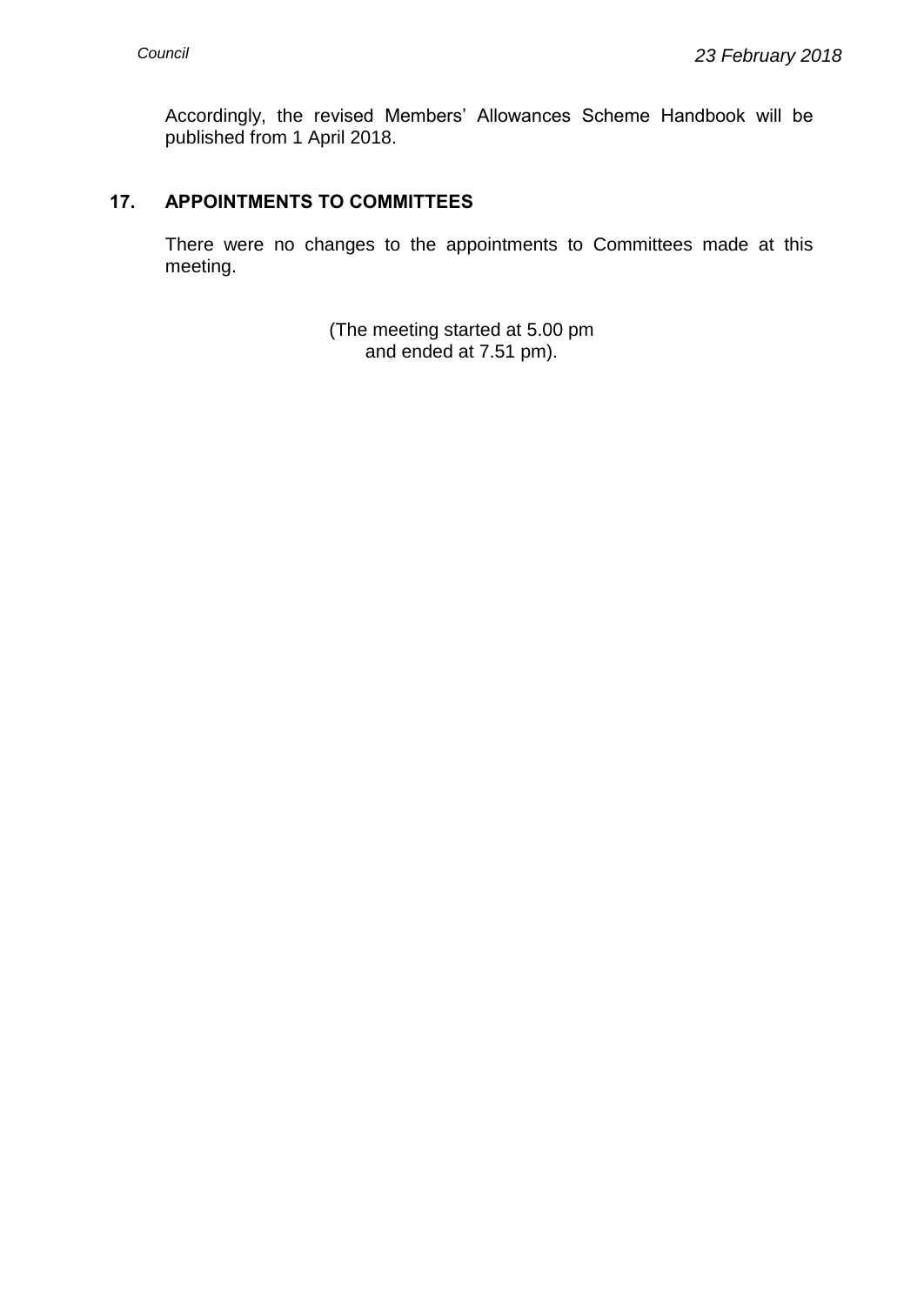Accordingly, the revised Members' Allowances Scheme Handbook will be published from 1 April 2018.

## 17. APPOINTMENTS TO COMMITTEES

There were no changes to the appointments to Committees made at this meeting.

(The meeting started at 5.00 pm and ended at 7.51 pm).